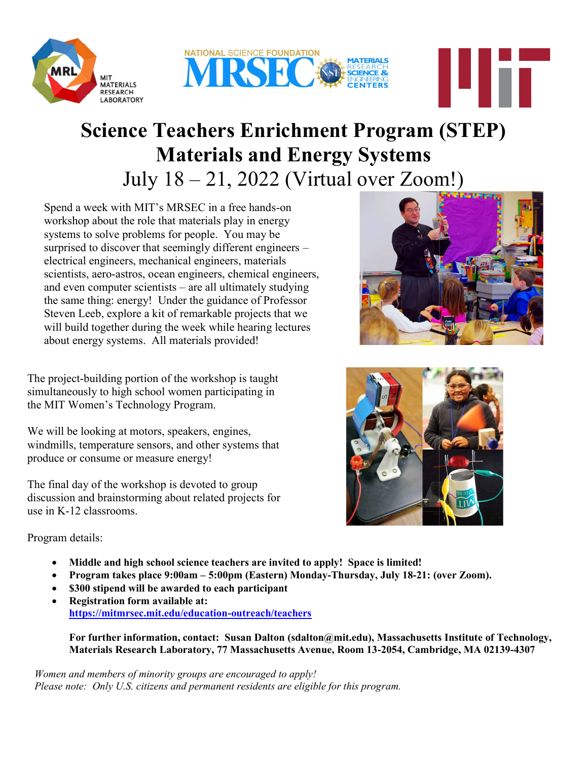# Science Teachers Enrichment Program (STEP)

## Materials and Energy Systems

### July 18 – 21, 2022 (Virtual over Zoom!)

Spend a week with MIT's MRSEC in a free hands-on workshop about the role that materials play in energy systems to solve problems for people. You may be surprised to discover that seemingly different engineers – electrical engineers, mechanical engineers, materials scientists, aero-astros, ocean engineers, chemical engineers, and even computer scientists – are all ultimately studying the same thing: energy! Under the guidance of Professor Steven Leeb, explore a kit of remarkable projects that we will build together during the week while hearing lectures about energy systems. All materials provided!

The project-building portion of the workshop is taught simultaneously to high school women participating in the MIT Women's Technology Program.

We will be looking at motors, speakers, engines, windmills, temperature sensors, and other systems that produce or consume or measure energy!

The final day of the workshop is devoted to group discussion and brainstorming about related projects for use in K-12 classrooms.

Program details:

- **Middle and high school science teachers are invited to apply! Space is limited!**
- **Program takes place 9:00am – 5:00pm (Eastern) Monday-Thursday, July 18-21: (over Zoom).**
- **$300 stipend will be awarded to each participant**
- **Registration form available at:** **https://mitmrsec.mit.edu/education-outreach/teachers**

**For further information, contact: Susan Dalton (sdalton@mit.edu), Massachusetts Institute of Technology, Materials Research Laboratory, 77 Massachusetts Avenue, Room 13-2054, Cambridge, MA 02139-4307**

*Women and members of minority groups are encouraged to apply!*
*Please note: Only U.S. citizens and permanent residents are eligible for this program.*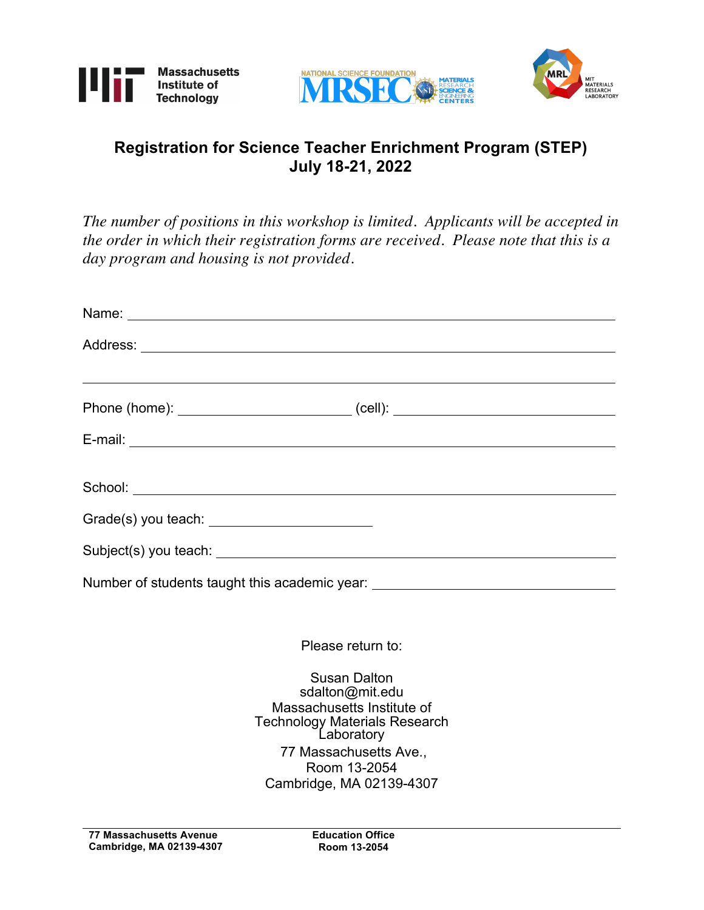Massachusetts Institute of Technology

NATIONAL SCIENCE FOUNDATION MRSEC MATERIALS RESEARCH SCIENCE & ENGINEERING CENTERS

MRL MIT MATERIALS RESEARCH LABORATORY

## Registration for Science Teacher Enrichment Program (STEP)
## July 18-21, 2022

*The number of positions in this workshop is limited. Applicants will be accepted in the order in which their registration forms are received. Please note that this is a day program and housing is not provided.*

Name: ______________________________________________

Address: ____________________________________________

____________________________________________________

Phone (home): ____________________ (cell): ____________________

E-mail: _____________________________________________

School: _____________________________________________

Grade(s) you teach: ____________________

Subject(s) you teach: ___________________________________

Number of students taught this academic year: ____________________

Please return to:

Susan Dalton
sdalton@mit.edu
Massachusetts Institute of Technology Materials Research Laboratory
77 Massachusetts Ave.,
Room 13-2054
Cambridge, MA 02139-4307

**77 Massachusetts Avenue**
**Cambridge, MA 02139-4307**

**Education Office**
**Room 13-2054**